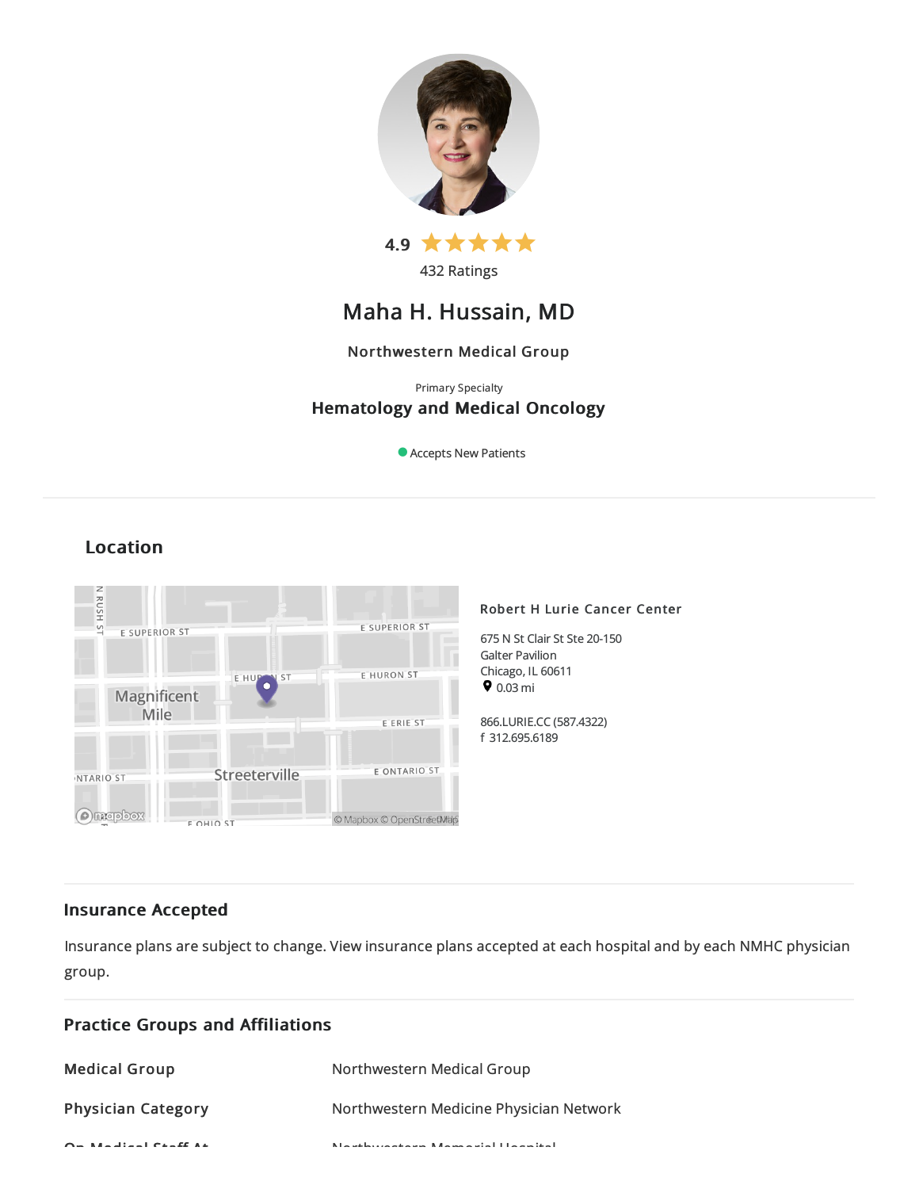4.9 ★★★★★

432 Ratings

# Maha H. Hussain, MD

Northwestern Medical Group

Primary Specialty

**Hematology and Medical Oncology**

Accepts New Patients

## Location

**Robert H Lurie Cancer Center**

675 N St Clair St Ste 20-150
Galter Pavilion
Chicago, IL 60611
0.03 mi

866.LURIE.CC (587.4322)
f 312.695.6189

## Insurance Accepted

Insurance plans are subject to change. View insurance plans accepted at each hospital and by each NMHC physician group.

## Practice Groups and Affiliations

| | |
|---|---|
| **Medical Group** | Northwestern Medical Group |
| **Physician Category** | Northwestern Medicine Physician Network |
| **On Medical Staff At** | Northwestern Memorial Hospital |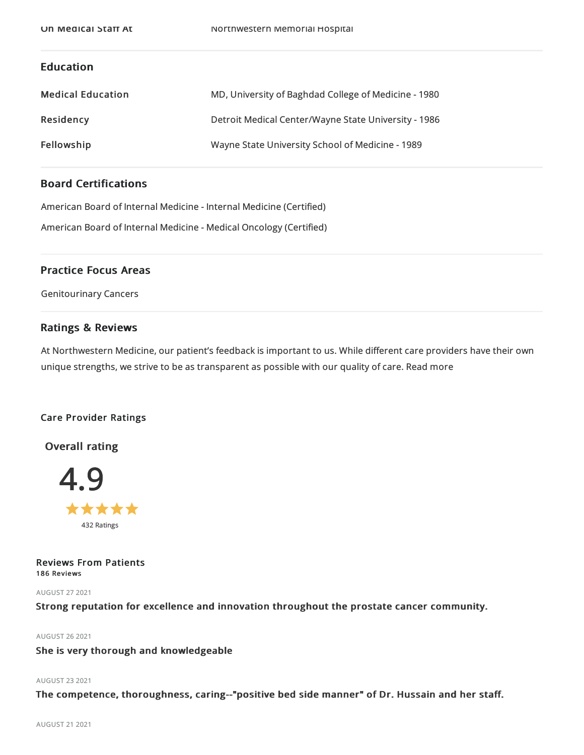| On Medical Staff At | Northwestern Memorial Hospital |
| --- | --- |

## Education

| Medical Education | MD, University of Baghdad College of Medicine - 1980 |
| --- | --- |
| Residency | Detroit Medical Center/Wayne State University - 1986 |
| Fellowship | Wayne State University School of Medicine - 1989 |

## Board Certifications

American Board of Internal Medicine - Internal Medicine (Certified)

American Board of Internal Medicine - Medical Oncology (Certified)

## Practice Focus Areas

Genitourinary Cancers

## Ratings & Reviews

At Northwestern Medicine, our patient’s feedback is important to us. While different care providers have their own unique strengths, we strive to be as transparent as possible with our quality of care. Read more

### Care Provider Ratings

**Overall rating**

4.9

★★★★★

432 Ratings

### Reviews From Patients

**186 Reviews**

AUGUST 27 2021

**Strong reputation for excellence and innovation throughout the prostate cancer community.**

AUGUST 26 2021

**She is very thorough and knowledgeable**

AUGUST 23 2021

**The competence, thoroughness, caring--"positive bed side manner" of Dr. Hussain and her staff.**

AUGUST 21 2021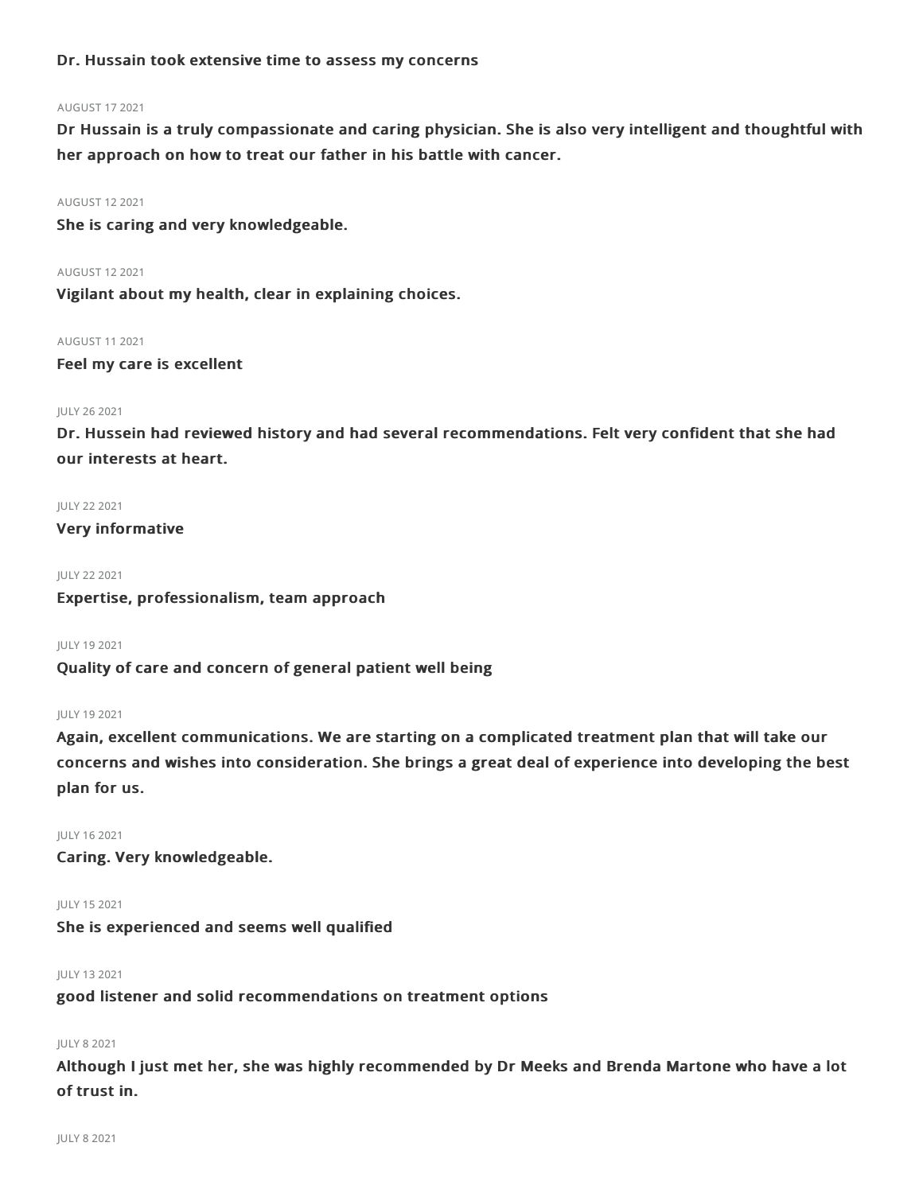**Dr. Hussain took extensive time to assess my concerns**

AUGUST 17 2021

**Dr Hussain is a truly compassionate and caring physician. She is also very intelligent and thoughtful with her approach on how to treat our father in his battle with cancer.**

AUGUST 12 2021

**She is caring and very knowledgeable.**

AUGUST 12 2021

**Vigilant about my health, clear in explaining choices.**

AUGUST 11 2021

**Feel my care is excellent**

JULY 26 2021

**Dr. Hussein had reviewed history and had several recommendations. Felt very confident that she had our interests at heart.**

JULY 22 2021

**Very informative**

JULY 22 2021

**Expertise, professionalism, team approach**

JULY 19 2021

**Quality of care and concern of general patient well being**

JULY 19 2021

**Again, excellent communications. We are starting on a complicated treatment plan that will take our concerns and wishes into consideration. She brings a great deal of experience into developing the best plan for us.**

JULY 16 2021

**Caring. Very knowledgeable.**

JULY 15 2021

**She is experienced and seems well qualified**

JULY 13 2021

**good listener and solid recommendations on treatment options**

JULY 8 2021

**Although I just met her, she was highly recommended by Dr Meeks and Brenda Martone who have a lot of trust in.**

JULY 8 2021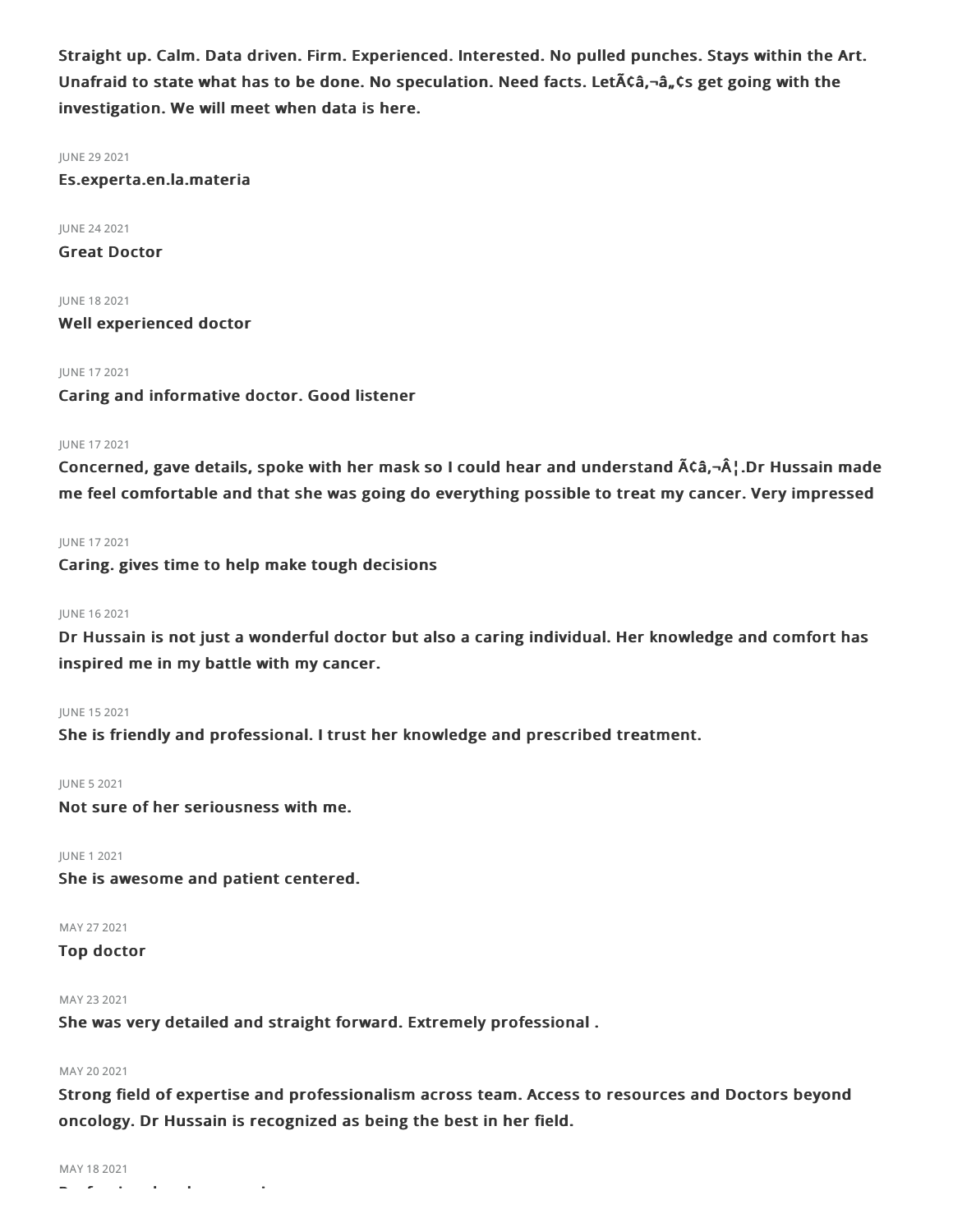**Straight up. Calm. Data driven. Firm. Experienced. Interested. No pulled punches. Stays within the Art. Unafraid to state what has to be done. No speculation. Need facts. LetÃ¢â‚¬â„¢s get going with the investigation. We will meet when data is here.**

JUNE 29 2021

**Es.experta.en.la.materia**

JUNE 24 2021

**Great Doctor**

JUNE 18 2021

**Well experienced doctor**

JUNE 17 2021

**Caring and informative doctor. Good listener**

JUNE 17 2021

**Concerned, gave details, spoke with her mask so I could hear and understand Ã¢â‚¬Â¦.Dr Hussain made me feel comfortable and that she was going do everything possible to treat my cancer. Very impressed**

JUNE 17 2021

**Caring. gives time to help make tough decisions**

JUNE 16 2021

**Dr Hussain is not just a wonderful doctor but also a caring individual. Her knowledge and comfort has inspired me in my battle with my cancer.**

JUNE 15 2021

**She is friendly and professional. I trust her knowledge and prescribed treatment.**

JUNE 5 2021

**Not sure of her seriousness with me.**

JUNE 1 2021

**She is awesome and patient centered.**

MAY 27 2021

**Top doctor**

MAY 23 2021

**She was very detailed and straight forward. Extremely professional .**

MAY 20 2021

**Strong field of expertise and professionalism across team. Access to resources and Doctors beyond oncology. Dr Hussain is recognized as being the best in her field.**

MAY 18 2021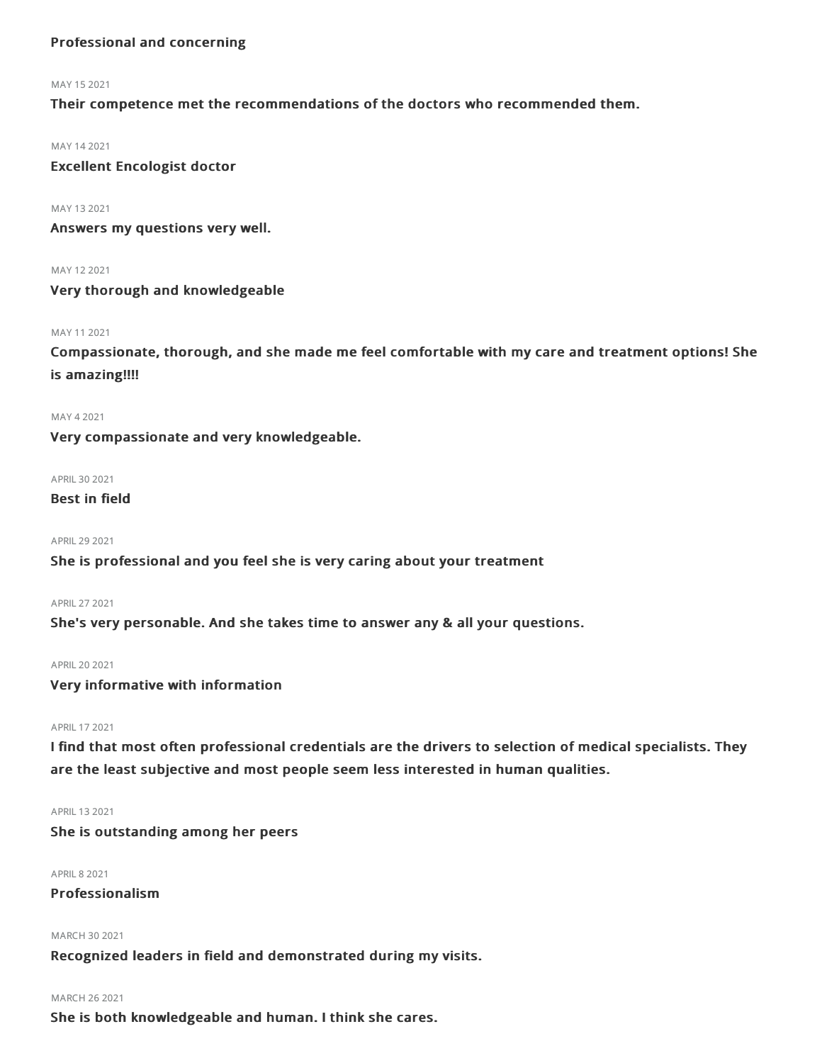**Professional and concerning**

MAY 15 2021

**Their competence met the recommendations of the doctors who recommended them.**

MAY 14 2021

**Excellent Encologist doctor**

MAY 13 2021

**Answers my questions very well.**

MAY 12 2021

**Very thorough and knowledgeable**

MAY 11 2021

**Compassionate, thorough, and she made me feel comfortable with my care and treatment options! She is amazing!!!!**

MAY 4 2021

**Very compassionate and very knowledgeable.**

APRIL 30 2021

**Best in field**

APRIL 29 2021

**She is professional and you feel she is very caring about your treatment**

APRIL 27 2021

**She's very personable. And she takes time to answer any & all your questions.**

APRIL 20 2021

**Very informative with information**

APRIL 17 2021

**I find that most often professional credentials are the drivers to selection of medical specialists. They are the least subjective and most people seem less interested in human qualities.**

APRIL 13 2021

**She is outstanding among her peers**

APRIL 8 2021

**Professionalism**

MARCH 30 2021

**Recognized leaders in field and demonstrated during my visits.**

MARCH 26 2021

**She is both knowledgeable and human. I think she cares.**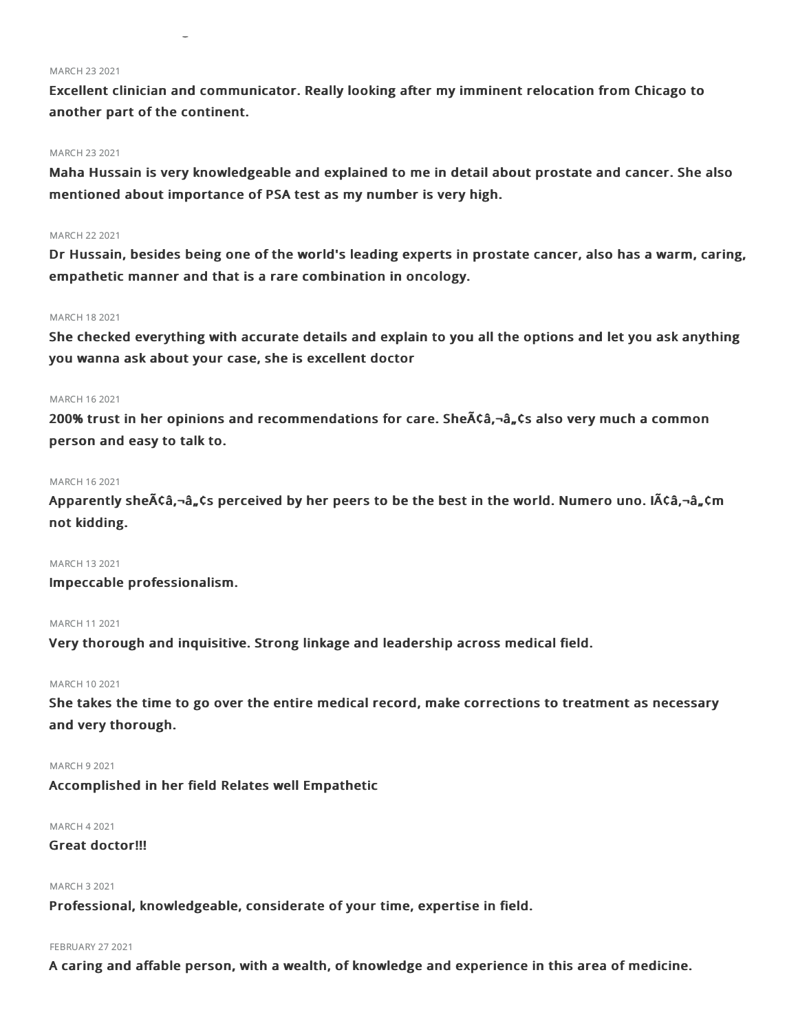MARCH 23 2021

**Excellent clinician and communicator. Really looking after my imminent relocation from Chicago to another part of the continent.**

MARCH 23 2021

**Maha Hussain is very knowledgeable and explained to me in detail about prostate and cancer. She also mentioned about importance of PSA test as my number is very high.**

MARCH 22 2021

**Dr Hussain, besides being one of the world's leading experts in prostate cancer, also has a warm, caring, empathetic manner and that is a rare combination in oncology.**

MARCH 18 2021

**She checked everything with accurate details and explain to you all the options and let you ask anything you wanna ask about your case, she is excellent doctor**

MARCH 16 2021

**200% trust in her opinions and recommendations for care. SheÃ¢â‚¬â„¢s also very much a common person and easy to talk to.**

MARCH 16 2021

**Apparently sheÃ¢â‚¬â„¢s perceived by her peers to be the best in the world. Numero uno. IÃ¢â‚¬â„¢m not kidding.**

MARCH 13 2021

**Impeccable professionalism.**

MARCH 11 2021

**Very thorough and inquisitive. Strong linkage and leadership across medical field.**

MARCH 10 2021

**She takes the time to go over the entire medical record, make corrections to treatment as necessary and very thorough.**

MARCH 9 2021

**Accomplished in her field Relates well Empathetic**

MARCH 4 2021

**Great doctor!!!**

MARCH 3 2021

**Professional, knowledgeable, considerate of your time, expertise in field.**

FEBRUARY 27 2021

**A caring and affable person, with a wealth, of knowledge and experience in this area of medicine.**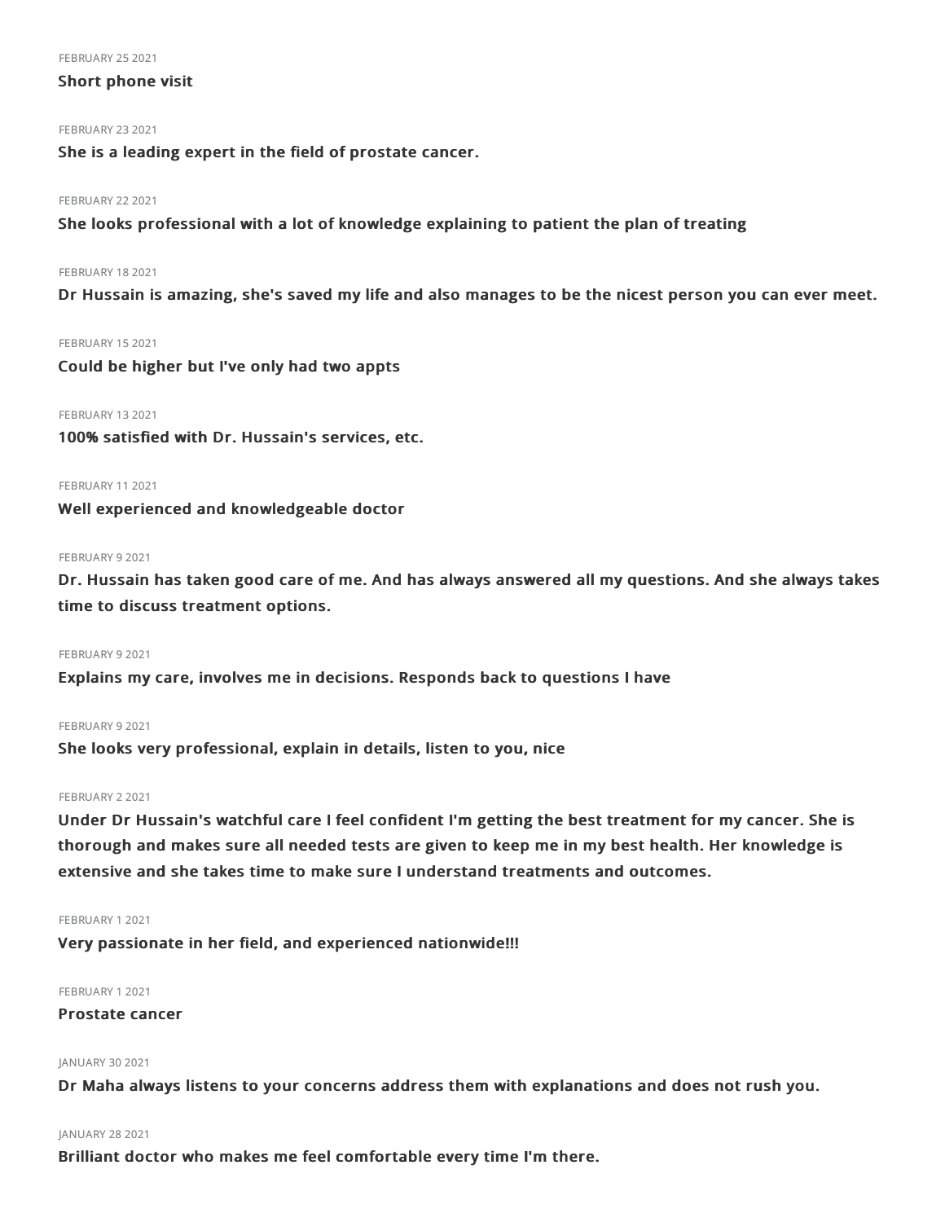FEBRUARY 25 2021

**Short phone visit**

FEBRUARY 23 2021

**She is a leading expert in the field of prostate cancer.**

FEBRUARY 22 2021

**She looks professional with a lot of knowledge explaining to patient the plan of treating**

FEBRUARY 18 2021

**Dr Hussain is amazing, she's saved my life and also manages to be the nicest person you can ever meet.**

FEBRUARY 15 2021

**Could be higher but I've only had two appts**

FEBRUARY 13 2021

**100% satisfied with Dr. Hussain's services, etc.**

FEBRUARY 11 2021

**Well experienced and knowledgeable doctor**

FEBRUARY 9 2021

**Dr. Hussain has taken good care of me. And has always answered all my questions. And she always takes time to discuss treatment options.**

FEBRUARY 9 2021

**Explains my care, involves me in decisions. Responds back to questions I have**

FEBRUARY 9 2021

**She looks very professional, explain in details, listen to you, nice**

FEBRUARY 2 2021

**Under Dr Hussain's watchful care I feel confident I'm getting the best treatment for my cancer. She is thorough and makes sure all needed tests are given to keep me in my best health. Her knowledge is extensive and she takes time to make sure I understand treatments and outcomes.**

FEBRUARY 1 2021

**Very passionate in her field, and experienced nationwide!!!**

FEBRUARY 1 2021

**Prostate cancer**

JANUARY 30 2021

**Dr Maha always listens to your concerns address them with explanations and does not rush you.**

JANUARY 28 2021

**Brilliant doctor who makes me feel comfortable every time I'm there.**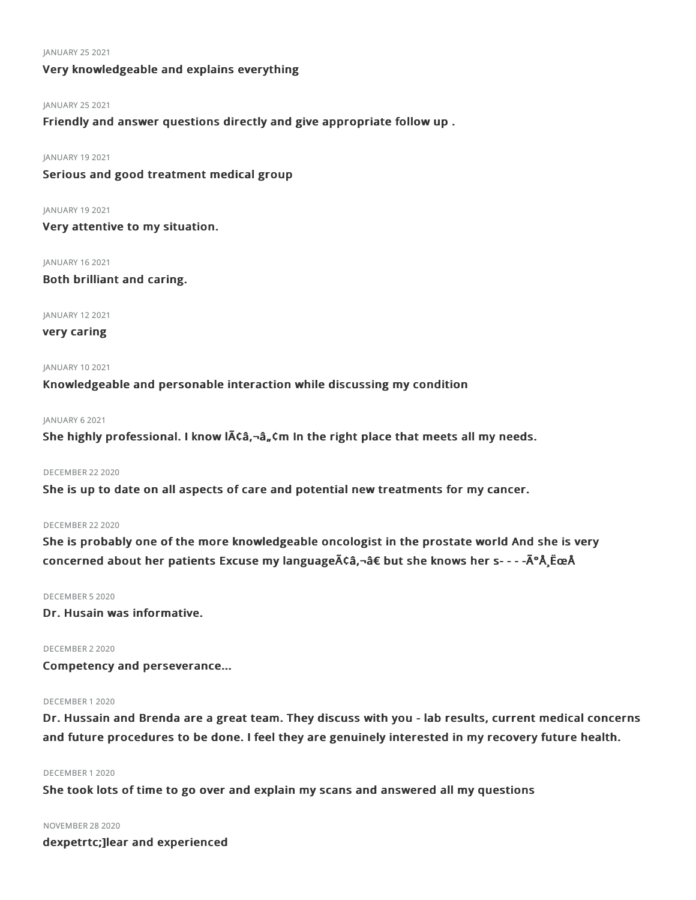JANUARY 25 2021

**Very knowledgeable and explains everything**

JANUARY 25 2021

**Friendly and answer questions directly and give appropriate follow up .**

JANUARY 19 2021

**Serious and good treatment medical group**

JANUARY 19 2021

**Very attentive to my situation.**

JANUARY 16 2021

**Both brilliant and caring.**

JANUARY 12 2021

**very caring**

JANUARY 10 2021

**Knowledgeable and personable interaction while discussing my condition**

JANUARY 6 2021

**She highly professional. I know IÃ¢â‚¬â„¢m In the right place that meets all my needs.**

DECEMBER 22 2020

**She is up to date on all aspects of care and potential new treatments for my cancer.**

DECEMBER 22 2020

**She is probably one of the more knowledgeable oncologist in the prostate world And she is very concerned about her patients Excuse my languageÃ¢â‚¬â€ but she knows her s- - - -ÃºÅ¸ËœÅ**

DECEMBER 5 2020

**Dr. Husain was informative.**

DECEMBER 2 2020

**Competency and perseverance...**

DECEMBER 1 2020

**Dr. Hussain and Brenda are a great team. They discuss with you - lab results, current medical concerns and future procedures to be done. I feel they are genuinely interested in my recovery future health.**

DECEMBER 1 2020

**She took lots of time to go over and explain my scans and answered all my questions**

NOVEMBER 28 2020

**dexpetrtc;]lear and experienced**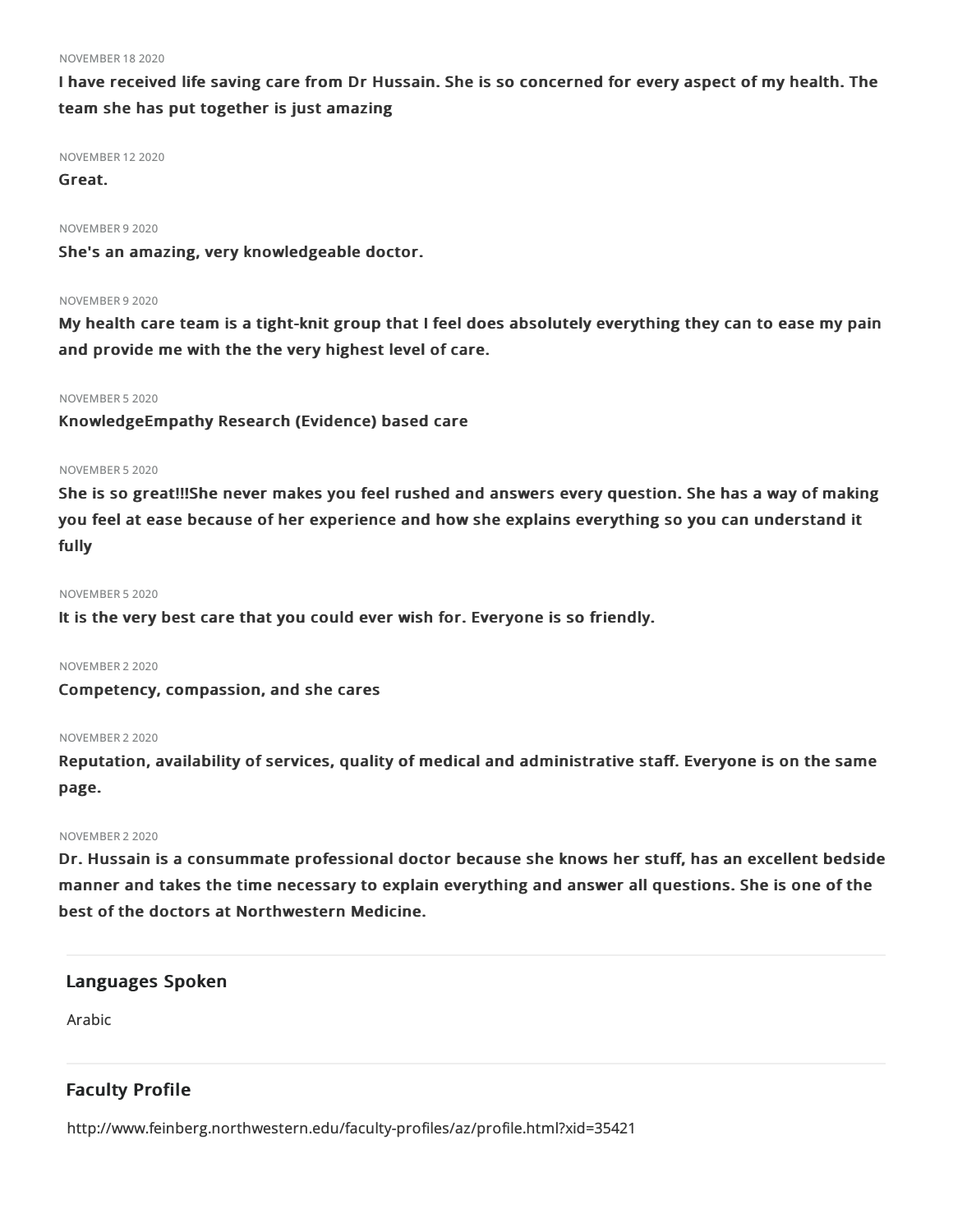NOVEMBER 18 2020

**I have received life saving care from Dr Hussain. She is so concerned for every aspect of my health. The team she has put together is just amazing**

NOVEMBER 12 2020

**Great.**

NOVEMBER 9 2020

**She's an amazing, very knowledgeable doctor.**

NOVEMBER 9 2020

**My health care team is a tight-knit group that I feel does absolutely everything they can to ease my pain and provide me with the the very highest level of care.**

NOVEMBER 5 2020

**KnowledgeEmpathy Research (Evidence) based care**

NOVEMBER 5 2020

**She is so great!!!She never makes you feel rushed and answers every question. She has a way of making you feel at ease because of her experience and how she explains everything so you can understand it fully**

NOVEMBER 5 2020

**It is the very best care that you could ever wish for. Everyone is so friendly.**

NOVEMBER 2 2020

**Competency, compassion, and she cares**

NOVEMBER 2 2020

**Reputation, availability of services, quality of medical and administrative staff. Everyone is on the same page.**

NOVEMBER 2 2020

**Dr. Hussain is a consummate professional doctor because she knows her stuff, has an excellent bedside manner and takes the time necessary to explain everything and answer all questions. She is one of the best of the doctors at Northwestern Medicine.**

## Languages Spoken

Arabic

## Faculty Profile

http://www.feinberg.northwestern.edu/faculty-profiles/az/profile.html?xid=35421